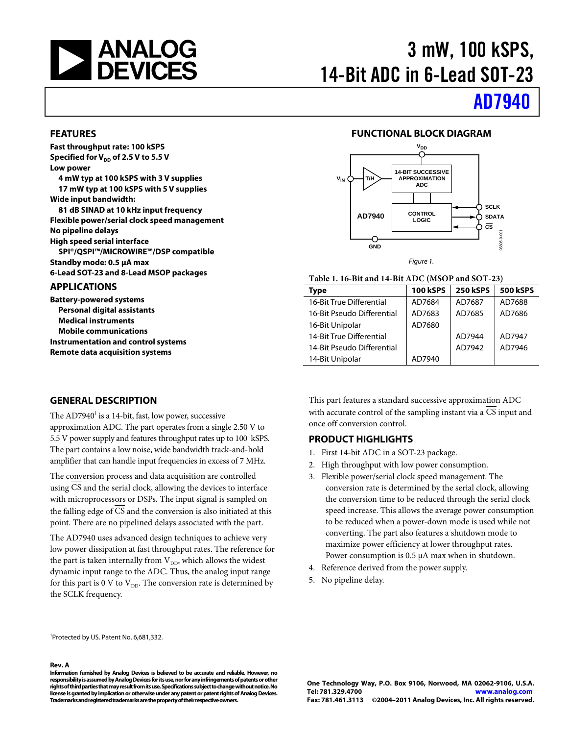# 3 mW, 100 kSPS, 14-Bit ADC in 6-Lead SOT-23

# AD7940

## FEATURES

**Fast throughput rate: 100 kSPS**
**Specified for $V_{DD}$ of 2.5 V to 5.5 V**
**Low power**
- **4 mW typ at 100 kSPS with 3 V supplies**
- **17 mW typ at 100 kSPS with 5 V supplies**

**Wide input bandwidth:**
- **81 dB SINAD at 10 kHz input frequency**

**Flexible power/serial clock speed management**
**No pipeline delays**
**High speed serial interface**
- **SPI®/QSPI™/MICROWIRE™/DSP compatible**

**Standby mode: 0.5 µA max**
**6-Lead SOT-23 and 8-Lead MSOP packages**

## APPLICATIONS

**Battery-powered systems**
- **Personal digital assistants**
- **Medical instruments**
- **Mobile communications**

**Instrumentation and control systems**
**Remote data acquisition systems**

## FUNCTIONAL BLOCK DIAGRAM

Figure 1.

**Table 1. 16-Bit and 14-Bit ADC (MSOP and SOT-23)**

| Type | 100 kSPS | 250 kSPS | 500 kSPS |
|---|---|---|---|
| 16-Bit True Differential | AD7684 | AD7687 | AD7688 |
| 16-Bit Pseudo Differential | AD7683 | AD7685 | AD7686 |
| 16-Bit Unipolar | AD7680 | | |
| 14-Bit True Differential | | AD7944 | AD7947 |
| 14-Bit Pseudo Differential | | AD7942 | AD7946 |
| 14-Bit Unipolar | AD7940 | | |

## GENERAL DESCRIPTION

The AD7940[1] is a 14-bit, fast, low power, successive approximation ADC. The part operates from a single 2.50 V to 5.5 V power supply and features throughput rates up to 100 kSPS. The part contains a low noise, wide bandwidth track-and-hold amplifier that can handle input frequencies in excess of 7 MHz.

The conversion process and data acquisition are controlled using $\overline{CS}$ and the serial clock, allowing the devices to interface with microprocessors or DSPs. The input signal is sampled on the falling edge of $\overline{CS}$ and the conversion is also initiated at this point. There are no pipelined delays associated with the part.

The AD7940 uses advanced design techniques to achieve very low power dissipation at fast throughput rates. The reference for the part is taken internally from $V_{DD}$, which allows the widest dynamic input range to the ADC. Thus, the analog input range for this part is 0 V to $V_{DD}$. The conversion rate is determined by the SCLK frequency.

This part features a standard successive approximation ADC with accurate control of the sampling instant via a $\overline{CS}$ input and once off conversion control.

## PRODUCT HIGHLIGHTS

1. First 14-bit ADC in a SOT-23 package.
2. High throughput with low power consumption.
3. Flexible power/serial clock speed management. The conversion rate is determined by the serial clock, allowing the conversion time to be reduced through the serial clock speed increase. This allows the average power consumption to be reduced when a power-down mode is used while not converting. The part also features a shutdown mode to maximize power efficiency at lower throughput rates. Power consumption is 0.5 µA max when in shutdown.
4. Reference derived from the power supply.
5. No pipeline delay.

[1]Protected by US. Patent No. 6,681,332.

Rev. A

Information furnished by Analog Devices is believed to be accurate and reliable. However, no responsibility is assumed by Analog Devices for its use, nor for any infringements of patents or other rights of third parties that may result from its use. Specifications subject to change without notice. No license is granted by implication or otherwise under any patent or patent rights of Analog Devices. Trademarks and registered trademarks are the property of their respective owners.

One Technology Way, P.O. Box 9106, Norwood, MA 02062-9106, U.S.A.
Tel: 781.329.4700 www.analog.com
Fax: 781.461.3113 ©2004–2011 Analog Devices, Inc. All rights reserved.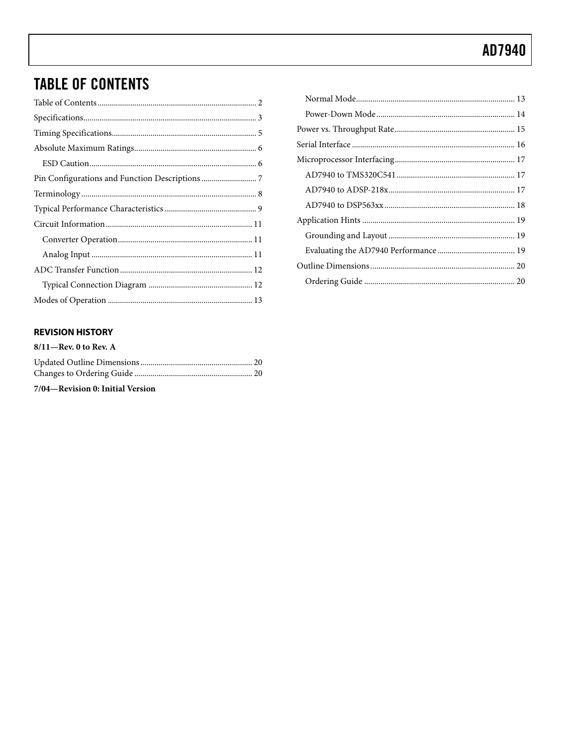## TABLE OF CONTENTS

Table of Contents ... 2
Specifications ... 3
Timing Specifications ... 5
Absolute Maximum Ratings ... 6
  ESD Caution ... 6
Pin Configurations and Function Descriptions ... 7
Terminology ... 8
Typical Performance Characteristics ... 9
Circuit Information ... 11
  Converter Operation ... 11
  Analog Input ... 11
ADC Transfer Function ... 12
  Typical Connection Diagram ... 12
Modes of Operation ... 13
  Normal Mode ... 13
  Power-Down Mode ... 14
Power vs. Throughput Rate ... 15
Serial Interface ... 16
Microprocessor Interfacing ... 17
  AD7940 to TMS320C541 ... 17
  AD7940 to ADSP-218x ... 17
  AD7940 to DSP563xx ... 18
Application Hints ... 19
  Grounding and Layout ... 19
  Evaluating the AD7940 Performance ... 19
Outline Dimensions ... 20
  Ordering Guide ... 20

### REVISION HISTORY

**8/11—Rev. 0 to Rev. A**

Updated Outline Dimensions ... 20
Changes to Ordering Guide ... 20

**7/04—Revision 0: Initial Version**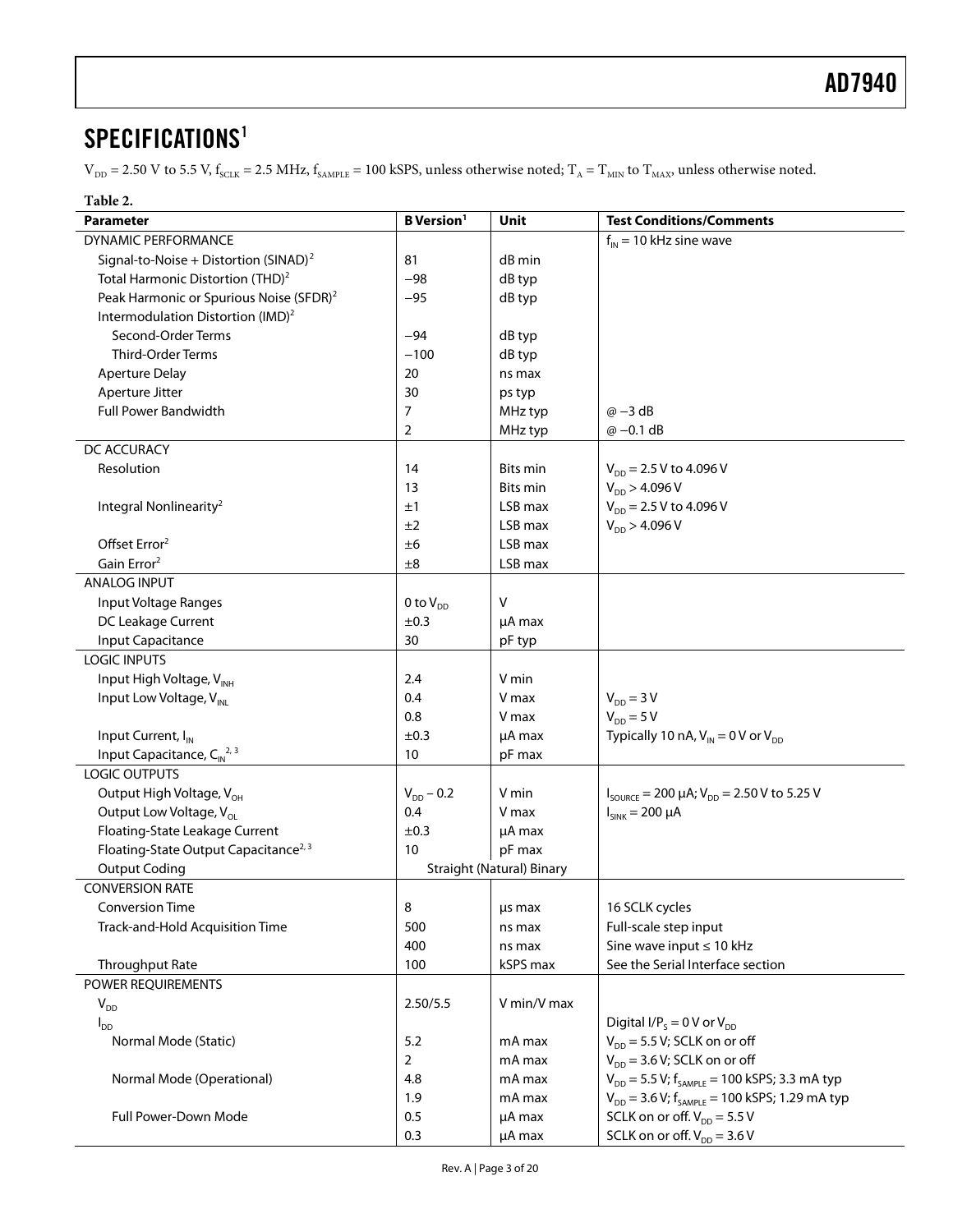## SPECIFICATIONS[1]

$V_{DD}$ = 2.50 V to 5.5 V, $f_{SCLK}$ = 2.5 MHz, $f_{SAMPLE}$ = 100 kSPS, unless otherwise noted; $T_A = T_{MIN}$ to $T_{MAX}$, unless otherwise noted.

**Table 2.**

| Parameter | B Version[1] | Unit | Test Conditions/Comments |
|---|---|---|---|
| DYNAMIC PERFORMANCE | | | $f_{IN}$ = 10 kHz sine wave |
| Signal-to-Noise + Distortion (SINAD)[2] | 81 | dB min | |
| Total Harmonic Distortion (THD)[2] | −98 | dB typ | |
| Peak Harmonic or Spurious Noise (SFDR)[2] | −95 | dB typ | |
| Intermodulation Distortion (IMD)[2] | | | |
| Second-Order Terms | −94 | dB typ | |
| Third-Order Terms | −100 | dB typ | |
| Aperture Delay | 20 | ns max | |
| Aperture Jitter | 30 | ps typ | |
| Full Power Bandwidth | 7 | MHz typ | @ −3 dB |
| | 2 | MHz typ | @ −0.1 dB |
| DC ACCURACY | | | |
| Resolution | 14 | Bits min | $V_{DD}$ = 2.5 V to 4.096 V |
| | 13 | Bits min | $V_{DD}$ > 4.096 V |
| Integral Nonlinearity[2] | ±1 | LSB max | $V_{DD}$ = 2.5 V to 4.096 V |
| | ±2 | LSB max | $V_{DD}$ > 4.096 V |
| Offset Error[2] | ±6 | LSB max | |
| Gain Error[2] | ±8 | LSB max | |
| ANALOG INPUT | | | |
| Input Voltage Ranges | 0 to $V_{DD}$ | V | |
| DC Leakage Current | ±0.3 | μA max | |
| Input Capacitance | 30 | pF typ | |
| LOGIC INPUTS | | | |
| Input High Voltage, $V_{INH}$ | 2.4 | V min | |
| Input Low Voltage, $V_{INL}$ | 0.4 | V max | $V_{DD}$ = 3 V |
| | 0.8 | V max | $V_{DD}$ = 5 V |
| Input Current, $I_{IN}$ | ±0.3 | μA max | Typically 10 nA, $V_{IN}$ = 0 V or $V_{DD}$ |
| Input Capacitance, $C_{IN}$[2, 3] | 10 | pF max | |
| LOGIC OUTPUTS | | | |
| Output High Voltage, $V_{OH}$ | $V_{DD}$ − 0.2 | V min | $I_{SOURCE}$ = 200 μA; $V_{DD}$ = 2.50 V to 5.25 V |
| Output Low Voltage, $V_{OL}$ | 0.4 | V max | $I_{SINK}$ = 200 μA |
| Floating-State Leakage Current | ±0.3 | μA max | |
| Floating-State Output Capacitance[2, 3] | 10 | pF max | |
| Output Coding | Straight (Natural) Binary | | |
| CONVERSION RATE | | | |
| Conversion Time | 8 | μs max | 16 SCLK cycles |
| Track-and-Hold Acquisition Time | 500 | ns max | Full-scale step input |
| | 400 | ns max | Sine wave input ≤ 10 kHz |
| Throughput Rate | 100 | kSPS max | See the Serial Interface section |
| POWER REQUIREMENTS | | | |
| $V_{DD}$ | 2.50/5.5 | V min/V max | |
| $I_{DD}$ | | | Digital I/$P_S$ = 0 V or $V_{DD}$ |
| Normal Mode (Static) | 5.2 | mA max | $V_{DD}$ = 5.5 V; SCLK on or off |
| | 2 | mA max | $V_{DD}$ = 3.6 V; SCLK on or off |
| Normal Mode (Operational) | 4.8 | mA max | $V_{DD}$ = 5.5 V; $f_{SAMPLE}$ = 100 kSPS; 3.3 mA typ |
| | 1.9 | mA max | $V_{DD}$ = 3.6 V; $f_{SAMPLE}$ = 100 kSPS; 1.29 mA typ |
| Full Power-Down Mode | 0.5 | μA max | SCLK on or off. $V_{DD}$ = 5.5 V |
| | 0.3 | μA max | SCLK on or off. $V_{DD}$ = 3.6 V |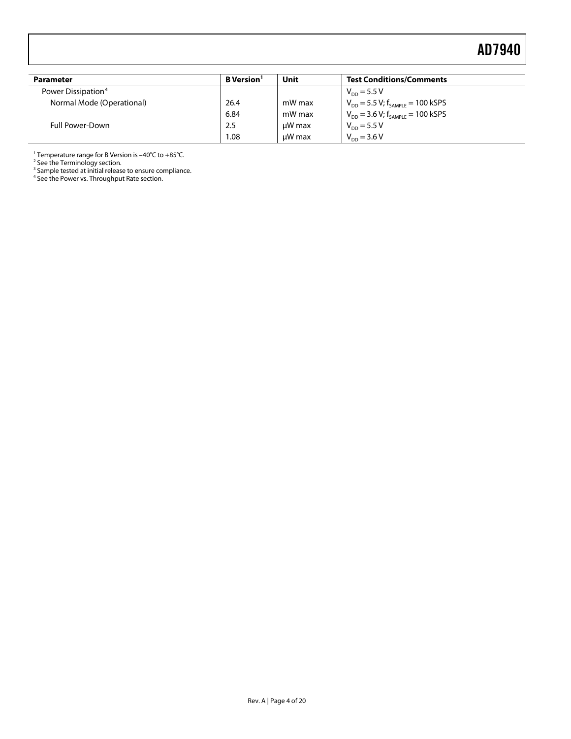| Parameter | B Version[1] | Unit | Test Conditions/Comments |
|---|---|---|---|
| Power Dissipation[4] | | | $V_{DD}$ = 5.5 V |
| Normal Mode (Operational) | 26.4 | mW max | $V_{DD}$ = 5.5 V; $f_{SAMPLE}$ = 100 kSPS |
| | 6.84 | mW max | $V_{DD}$ = 3.6 V; $f_{SAMPLE}$ = 100 kSPS |
| Full Power-Down | 2.5 | μW max | $V_{DD}$ = 5.5 V |
| | 1.08 | μW max | $V_{DD}$ = 3.6 V |

[1] Temperature range for B Version is –40°C to +85°C.
[2] See the Terminology section.
[3] Sample tested at initial release to ensure compliance.
[4] See the Power vs. Throughput Rate section.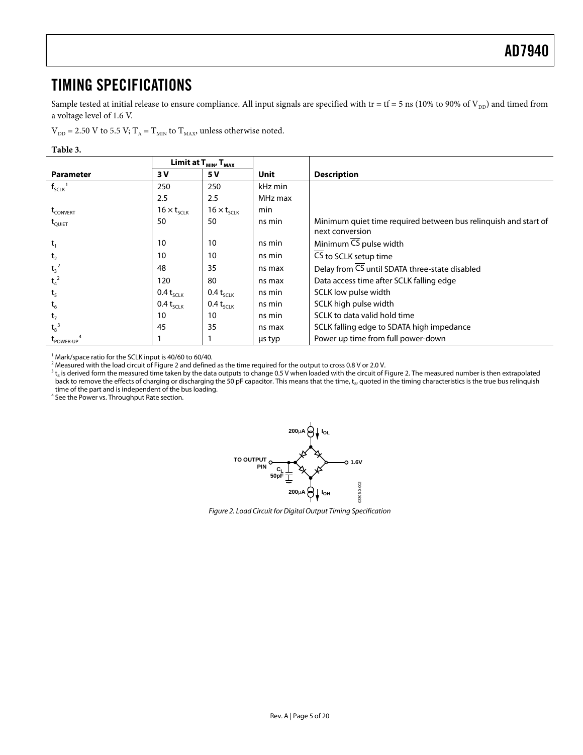## TIMING SPECIFICATIONS

Sample tested at initial release to ensure compliance. All input signals are specified with tr = tf = 5 ns (10% to 90% of $V_{DD}$) and timed from a voltage level of 1.6 V.

$V_{DD}$ = 2.50 V to 5.5 V; $T_A = T_{MIN}$ to $T_{MAX}$, unless otherwise noted.

**Table 3.**

| Parameter | Limit at $T_{MIN}$, $T_{MAX}$ | | Unit | Description |
|---|---|---|---|---|
| | 3 V | 5 V | | |
| $f_{SCLK}$[1] | 250 | 250 | kHz min | |
| | 2.5 | 2.5 | MHz max | |
| $t_{CONVERT}$ | $16 \times t_{SCLK}$ | $16 \times t_{SCLK}$ | min | |
| $t_{QUIET}$ | 50 | 50 | ns min | Minimum quiet time required between bus relinquish and start of next conversion |
| $t_1$ | 10 | 10 | ns min | Minimum $\overline{CS}$ pulse width |
| $t_2$ | 10 | 10 | ns min | $\overline{CS}$ to SCLK setup time |
| $t_3$[2] | 48 | 35 | ns max | Delay from $\overline{CS}$ until SDATA three-state disabled |
| $t_4$[2] | 120 | 80 | ns max | Data access time after SCLK falling edge |
| $t_5$ | 0.4 $t_{SCLK}$ | 0.4 $t_{SCLK}$ | ns min | SCLK low pulse width |
| $t_6$ | 0.4 $t_{SCLK}$ | 0.4 $t_{SCLK}$ | ns min | SCLK high pulse width |
| $t_7$ | 10 | 10 | ns min | SCLK to data valid hold time |
| $t_8$[3] | 45 | 35 | ns max | SCLK falling edge to SDATA high impedance |
| $t_{POWER-UP}$[4] | 1 | 1 | µs typ | Power up time from full power-down |

[1] Mark/space ratio for the SCLK input is 40/60 to 60/40.
[2] Measured with the load circuit of Figure 2 and defined as the time required for the output to cross 0.8 V or 2.0 V.
[3] $t_8$ is derived form the measured time taken by the data outputs to change 0.5 V when loaded with the circuit of Figure 2. The measured number is then extrapolated back to remove the effects of charging or discharging the 50 pF capacitor. This means that the time, $t_8$, quoted in the timing characteristics is the true bus relinquish time of the part and is independent of the bus loading.
[4] See the Power vs. Throughput Rate section.

*Figure 2. Load Circuit for Digital Output Timing Specification*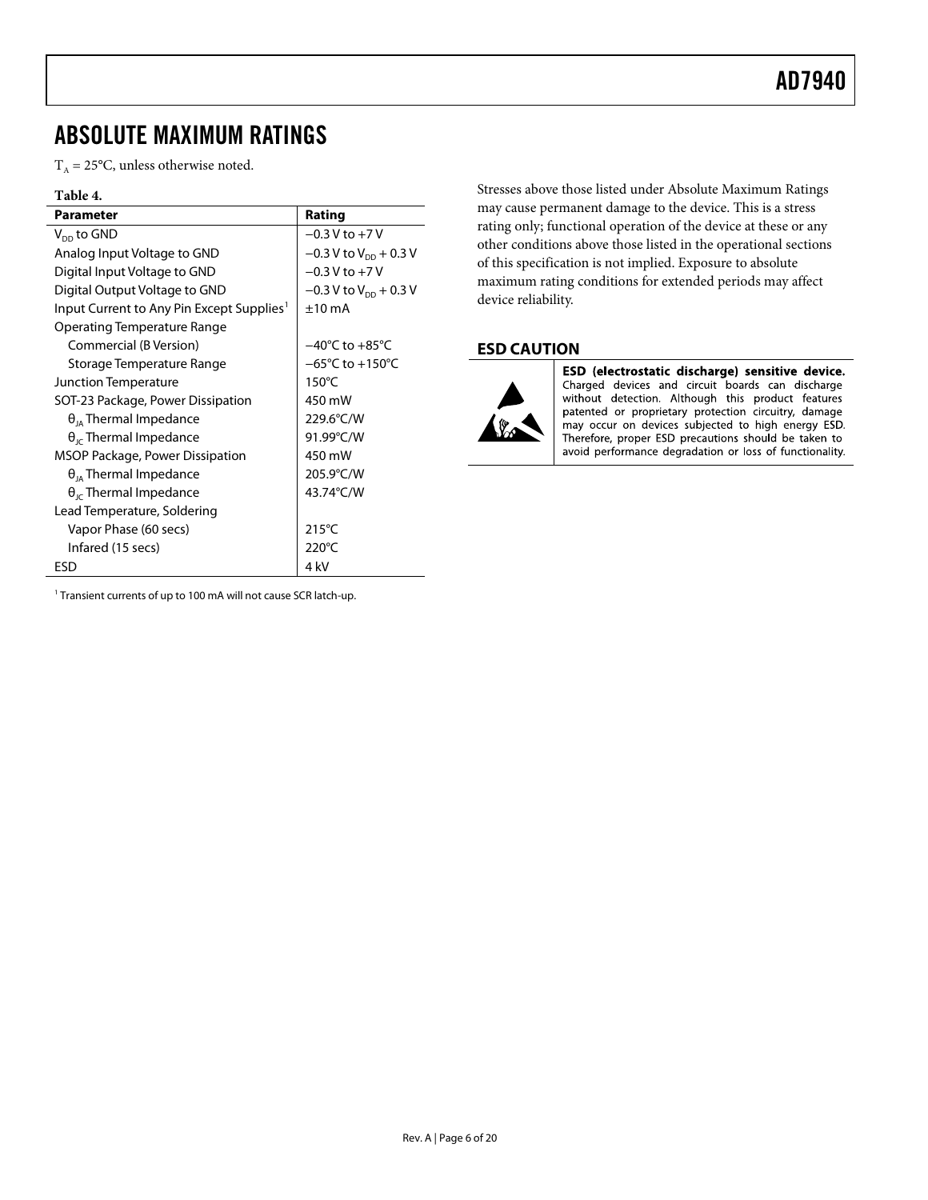# ABSOLUTE MAXIMUM RATINGS

$T_A$ = 25°C, unless otherwise noted.

**Table 4.**

| Parameter | Rating |
|---|---|
| $V_{DD}$ to GND | −0.3 V to +7 V |
| Analog Input Voltage to GND | −0.3 V to $V_{DD}$ + 0.3 V |
| Digital Input Voltage to GND | −0.3 V to +7 V |
| Digital Output Voltage to GND | −0.3 V to $V_{DD}$ + 0.3 V |
| Input Current to Any Pin Except Supplies[1] | ±10 mA |
| Operating Temperature Range | |
| Commercial (B Version) | −40°C to +85°C |
| Storage Temperature Range | −65°C to +150°C |
| Junction Temperature | 150°C |
| SOT-23 Package, Power Dissipation | 450 mW |
| $\theta_{JA}$ Thermal Impedance | 229.6°C/W |
| $\theta_{JC}$ Thermal Impedance | 91.99°C/W |
| MSOP Package, Power Dissipation | 450 mW |
| $\theta_{JA}$ Thermal Impedance | 205.9°C/W |
| $\theta_{JC}$ Thermal Impedance | 43.74°C/W |
| Lead Temperature, Soldering | |
| Vapor Phase (60 secs) | 215°C |
| Infared (15 secs) | 220°C |
| ESD | 4 kV |

[1] Transient currents of up to 100 mA will not cause SCR latch-up.

Stresses above those listed under Absolute Maximum Ratings may cause permanent damage to the device. This is a stress rating only; functional operation of the device at these or any other conditions above those listed in the operational sections of this specification is not implied. Exposure to absolute maximum rating conditions for extended periods may affect device reliability.

## ESD CAUTION

**ESD (electrostatic discharge) sensitive device.** Charged devices and circuit boards can discharge without detection. Although this product features patented or proprietary protection circuitry, damage may occur on devices subjected to high energy ESD. Therefore, proper ESD precautions should be taken to avoid performance degradation or loss of functionality.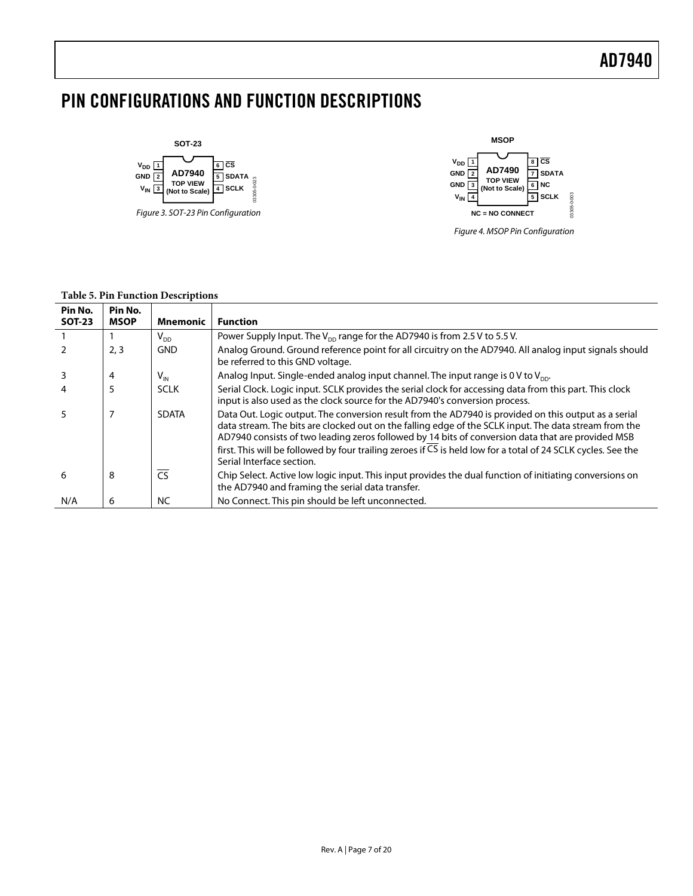# PIN CONFIGURATIONS AND FUNCTION DESCRIPTIONS

Figure 3. SOT-23 Pin Configuration

Figure 4. MSOP Pin Configuration

**Table 5. Pin Function Descriptions**

| Pin No. SOT-23 | Pin No. MSOP | Mnemonic | Function |
|---|---|---|---|
| 1 | 1 | $V_{DD}$ | Power Supply Input. The $V_{DD}$ range for the AD7940 is from 2.5 V to 5.5 V. |
| 2 | 2, 3 | GND | Analog Ground. Ground reference point for all circuitry on the AD7940. All analog input signals should be referred to this GND voltage. |
| 3 | 4 | $V_{IN}$ | Analog Input. Single-ended analog input channel. The input range is 0 V to $V_{DD}$. |
| 4 | 5 | SCLK | Serial Clock. Logic input. SCLK provides the serial clock for accessing data from this part. This clock input is also used as the clock source for the AD7940's conversion process. |
| 5 | 7 | SDATA | Data Out. Logic output. The conversion result from the AD7940 is provided on this output as a serial data stream. The bits are clocked out on the falling edge of the SCLK input. The data stream from the AD7940 consists of two leading zeros followed by 14 bits of conversion data that are provided MSB first. This will be followed by four trailing zeroes if $\overline{CS}$ is held low for a total of 24 SCLK cycles. See the Serial Interface section. |
| 6 | 8 | $\overline{CS}$ | Chip Select. Active low logic input. This input provides the dual function of initiating conversions on the AD7940 and framing the serial data transfer. |
| N/A | 6 | NC | No Connect. This pin should be left unconnected. |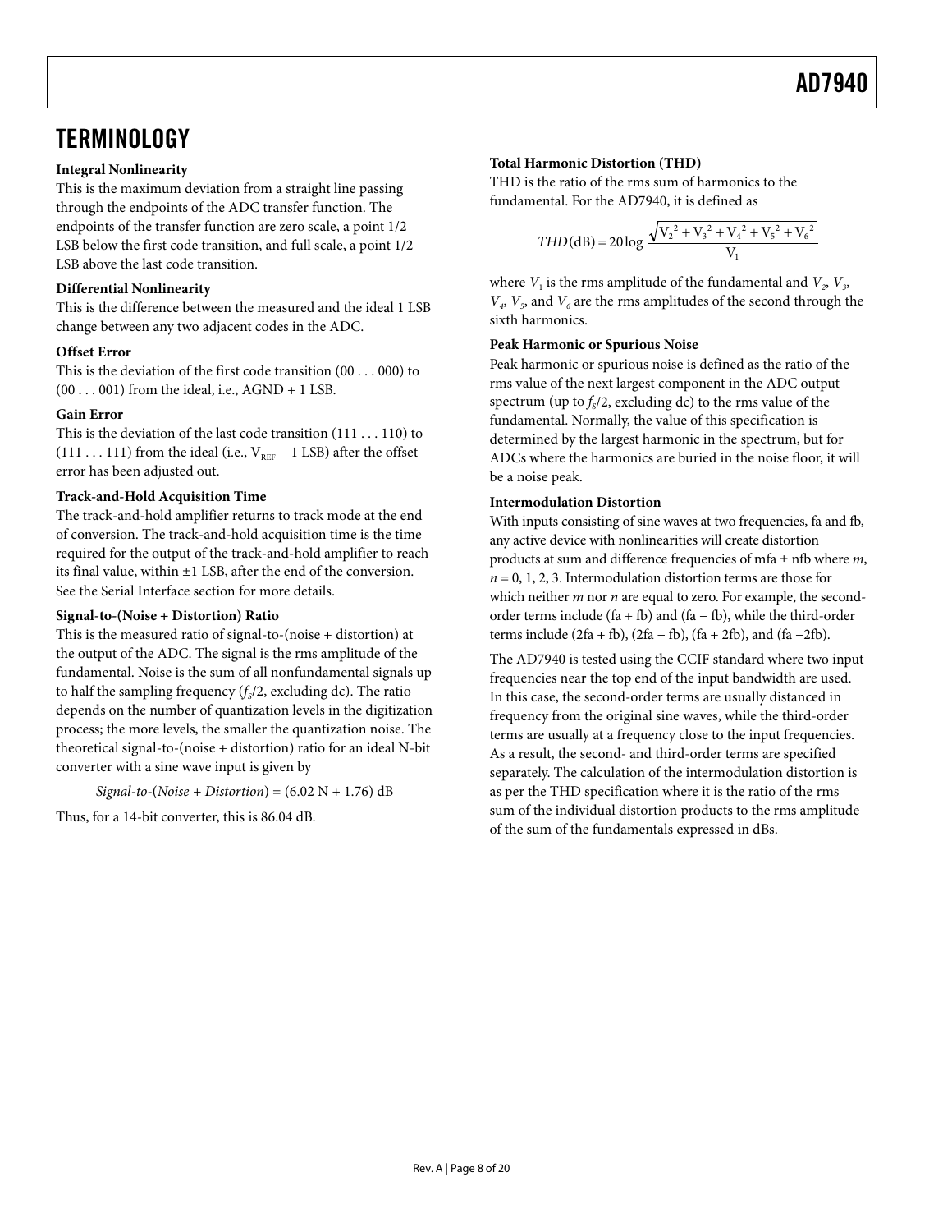# TERMINOLOGY

**Integral Nonlinearity**

This is the maximum deviation from a straight line passing through the endpoints of the ADC transfer function. The endpoints of the transfer function are zero scale, a point 1/2 LSB below the first code transition, and full scale, a point 1/2 LSB above the last code transition.

**Differential Nonlinearity**

This is the difference between the measured and the ideal 1 LSB change between any two adjacent codes in the ADC.

**Offset Error**

This is the deviation of the first code transition (00 . . . 000) to (00 . . . 001) from the ideal, i.e., AGND + 1 LSB.

**Gain Error**

This is the deviation of the last code transition (111 . . . 110) to (111 . . . 111) from the ideal (i.e., $V_{REF}$ − 1 LSB) after the offset error has been adjusted out.

**Track-and-Hold Acquisition Time**

The track-and-hold amplifier returns to track mode at the end of conversion. The track-and-hold acquisition time is the time required for the output of the track-and-hold amplifier to reach its final value, within ±1 LSB, after the end of the conversion. See the Serial Interface section for more details.

**Signal-to-(Noise + Distortion) Ratio**

This is the measured ratio of signal-to-(noise + distortion) at the output of the ADC. The signal is the rms amplitude of the fundamental. Noise is the sum of all nonfundamental signals up to half the sampling frequency ($f_S/2$, excluding dc). The ratio depends on the number of quantization levels in the digitization process; the more levels, the smaller the quantization noise. The theoretical signal-to-(noise + distortion) ratio for an ideal N-bit converter with a sine wave input is given by

$$Signal\text{-}to\text{-}(Noise + Distortion) = (6.02\ N + 1.76)\ \text{dB}$$

Thus, for a 14-bit converter, this is 86.04 dB.

**Total Harmonic Distortion (THD)**

THD is the ratio of the rms sum of harmonics to the fundamental. For the AD7940, it is defined as

$$THD(\text{dB}) = 20\log\frac{\sqrt{V_2^2 + V_3^2 + V_4^2 + V_5^2 + V_6^2}}{V_1}$$

where $V_1$ is the rms amplitude of the fundamental and $V_2$, $V_3$, $V_4$, $V_5$, and $V_6$ are the rms amplitudes of the second through the sixth harmonics.

**Peak Harmonic or Spurious Noise**

Peak harmonic or spurious noise is defined as the ratio of the rms value of the next largest component in the ADC output spectrum (up to $f_S/2$, excluding dc) to the rms value of the fundamental. Normally, the value of this specification is determined by the largest harmonic in the spectrum, but for ADCs where the harmonics are buried in the noise floor, it will be a noise peak.

**Intermodulation Distortion**

With inputs consisting of sine waves at two frequencies, fa and fb, any active device with nonlinearities will create distortion products at sum and difference frequencies of mfa ± nfb where $m$, $n$ = 0, 1, 2, 3. Intermodulation distortion terms are those for which neither $m$ nor $n$ are equal to zero. For example, the second-order terms include (fa + fb) and (fa − fb), while the third-order terms include (2fa + fb), (2fa − fb), (fa + 2fb), and (fa −2fb).

The AD7940 is tested using the CCIF standard where two input frequencies near the top end of the input bandwidth are used. In this case, the second-order terms are usually distanced in frequency from the original sine waves, while the third-order terms are usually at a frequency close to the input frequencies. As a result, the second- and third-order terms are specified separately. The calculation of the intermodulation distortion is as per the THD specification where it is the ratio of the rms sum of the individual distortion products to the rms amplitude of the sum of the fundamentals expressed in dBs.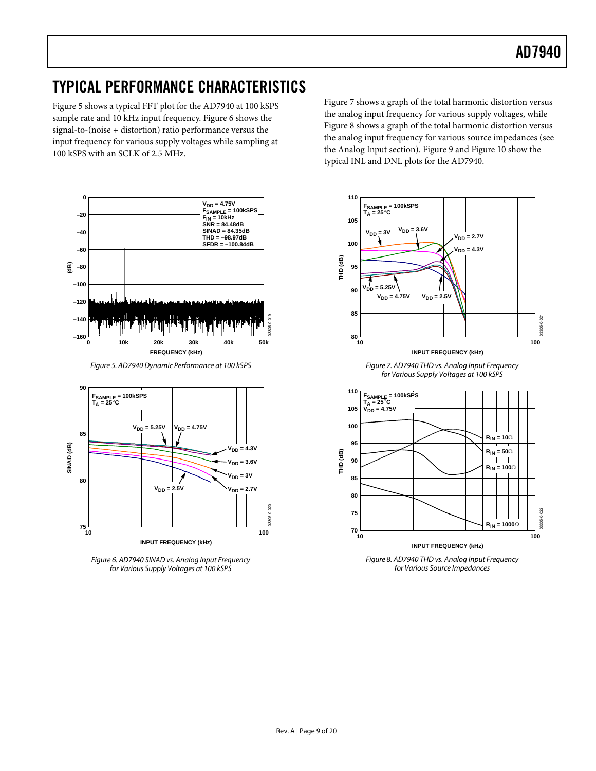# TYPICAL PERFORMANCE CHARACTERISTICS

Figure 5 shows a typical FFT plot for the AD7940 at 100 kSPS sample rate and 10 kHz input frequency. Figure 6 shows the signal-to-(noise + distortion) ratio performance versus the input frequency for various supply voltages while sampling at 100 kSPS with an SCLK of 2.5 MHz.

Figure 7 shows a graph of the total harmonic distortion versus the analog input frequency for various supply voltages, while Figure 8 shows a graph of the total harmonic distortion versus the analog input frequency for various source impedances (see the Analog Input section). Figure 9 and Figure 10 show the typical INL and DNL plots for the AD7940.

*Figure 5. AD7940 Dynamic Performance at 100 kSPS*

*Figure 6. AD7940 SINAD vs. Analog Input Frequency for Various Supply Voltages at 100 kSPS*

*Figure 7. AD7940 THD vs. Analog Input Frequency for Various Supply Voltages at 100 kSPS*

*Figure 8. AD7940 THD vs. Analog Input Frequency for Various Source Impedances*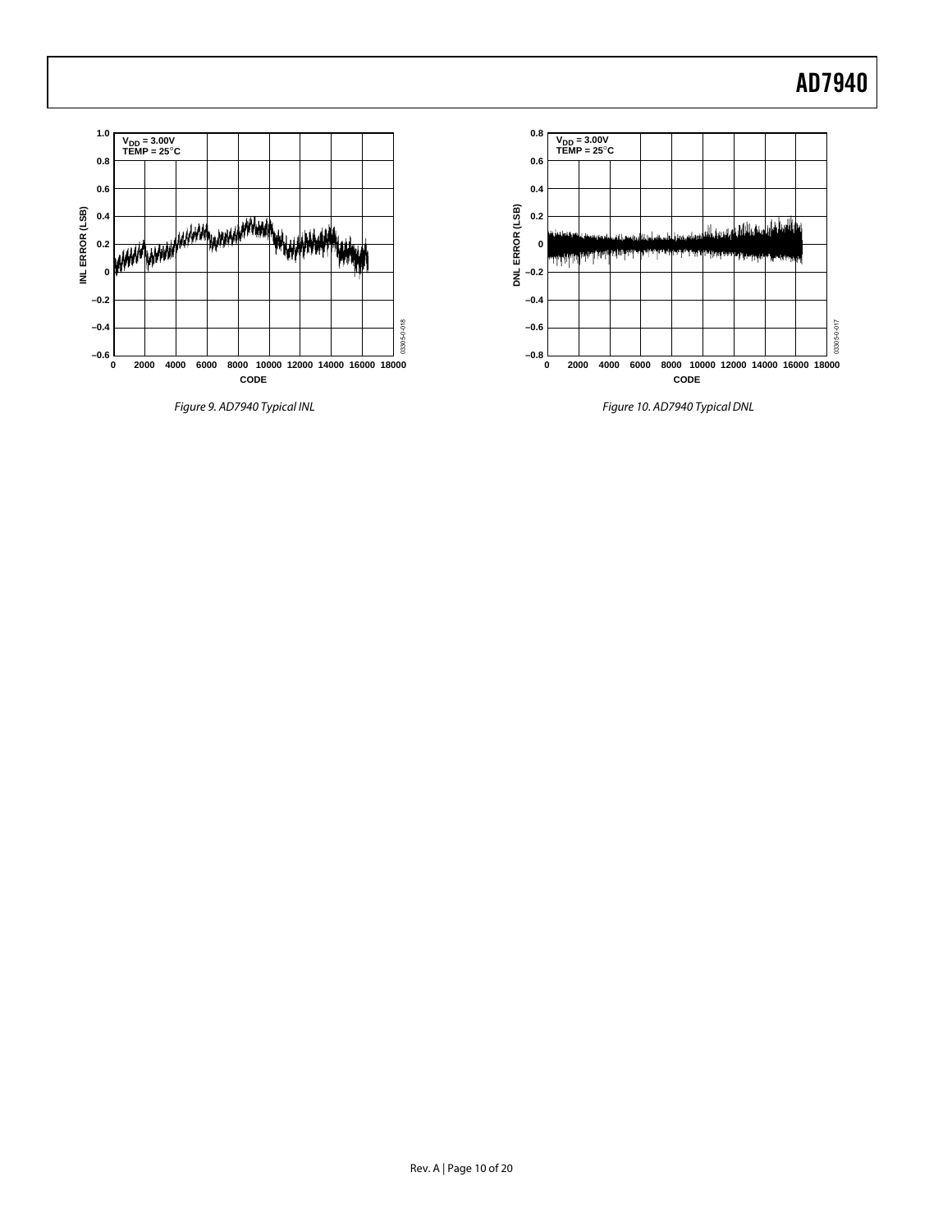Figure 9. AD7940 Typical INL

Figure 10. AD7940 Typical DNL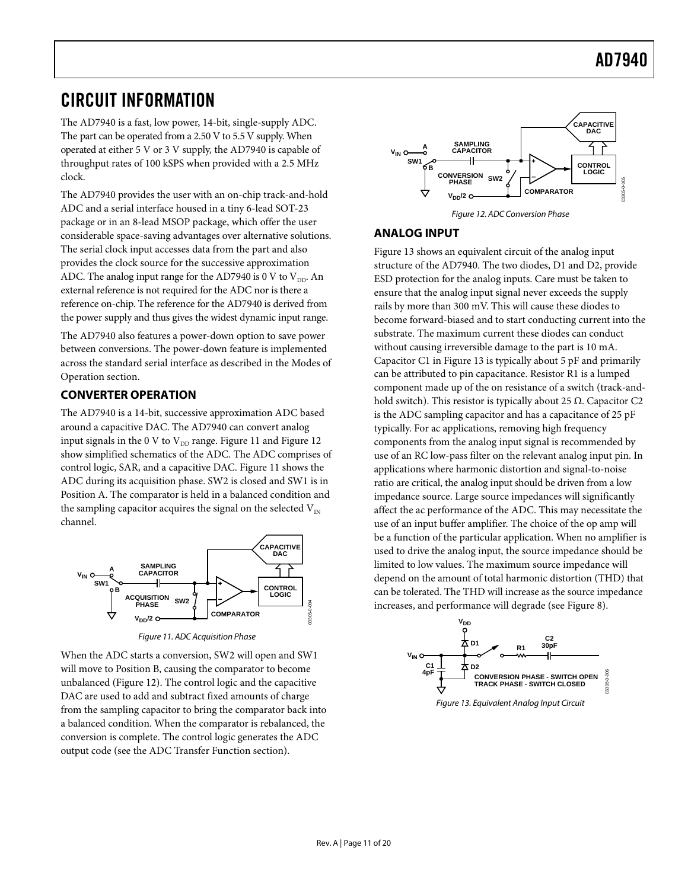# CIRCUIT INFORMATION

The AD7940 is a fast, low power, 14-bit, single-supply ADC. The part can be operated from a 2.50 V to 5.5 V supply. When operated at either 5 V or 3 V supply, the AD7940 is capable of throughput rates of 100 kSPS when provided with a 2.5 MHz clock.

The AD7940 provides the user with an on-chip track-and-hold ADC and a serial interface housed in a tiny 6-lead SOT-23 package or in an 8-lead MSOP package, which offer the user considerable space-saving advantages over alternative solutions. The serial clock input accesses data from the part and also provides the clock source for the successive approximation ADC. The analog input range for the AD7940 is 0 V to $V_{DD}$. An external reference is not required for the ADC nor is there a reference on-chip. The reference for the AD7940 is derived from the power supply and thus gives the widest dynamic input range.

The AD7940 also features a power-down option to save power between conversions. The power-down feature is implemented across the standard serial interface as described in the Modes of Operation section.

## CONVERTER OPERATION

The AD7940 is a 14-bit, successive approximation ADC based around a capacitive DAC. The AD7940 can convert analog input signals in the 0 V to $V_{DD}$ range. Figure 11 and Figure 12 show simplified schematics of the ADC. The ADC comprises of control logic, SAR, and a capacitive DAC. Figure 11 shows the ADC during its acquisition phase. SW2 is closed and SW1 is in Position A. The comparator is held in a balanced condition and the sampling capacitor acquires the signal on the selected $V_{IN}$ channel.

Figure 11. ADC Acquisition Phase

When the ADC starts a conversion, SW2 will open and SW1 will move to Position B, causing the comparator to become unbalanced (Figure 12). The control logic and the capacitive DAC are used to add and subtract fixed amounts of charge from the sampling capacitor to bring the comparator back into a balanced condition. When the comparator is rebalanced, the conversion is complete. The control logic generates the ADC output code (see the ADC Transfer Function section).

Figure 12. ADC Conversion Phase

## ANALOG INPUT

Figure 13 shows an equivalent circuit of the analog input structure of the AD7940. The two diodes, D1 and D2, provide ESD protection for the analog inputs. Care must be taken to ensure that the analog input signal never exceeds the supply rails by more than 300 mV. This will cause these diodes to become forward-biased and to start conducting current into the substrate. The maximum current these diodes can conduct without causing irreversible damage to the part is 10 mA. Capacitor C1 in Figure 13 is typically about 5 pF and primarily can be attributed to pin capacitance. Resistor R1 is a lumped component made up of the on resistance of a switch (track-and-hold switch). This resistor is typically about 25 Ω. Capacitor C2 is the ADC sampling capacitor and has a capacitance of 25 pF typically. For ac applications, removing high frequency components from the analog input signal is recommended by use of an RC low-pass filter on the relevant analog input pin. In applications where harmonic distortion and signal-to-noise ratio are critical, the analog input should be driven from a low impedance source. Large source impedances will significantly affect the ac performance of the ADC. This may necessitate the use of an input buffer amplifier. The choice of the op amp will be a function of the particular application. When no amplifier is used to drive the analog input, the source impedance should be limited to low values. The maximum source impedance will depend on the amount of total harmonic distortion (THD) that can be tolerated. The THD will increase as the source impedance increases, and performance will degrade (see Figure 8).

Figure 13. Equivalent Analog Input Circuit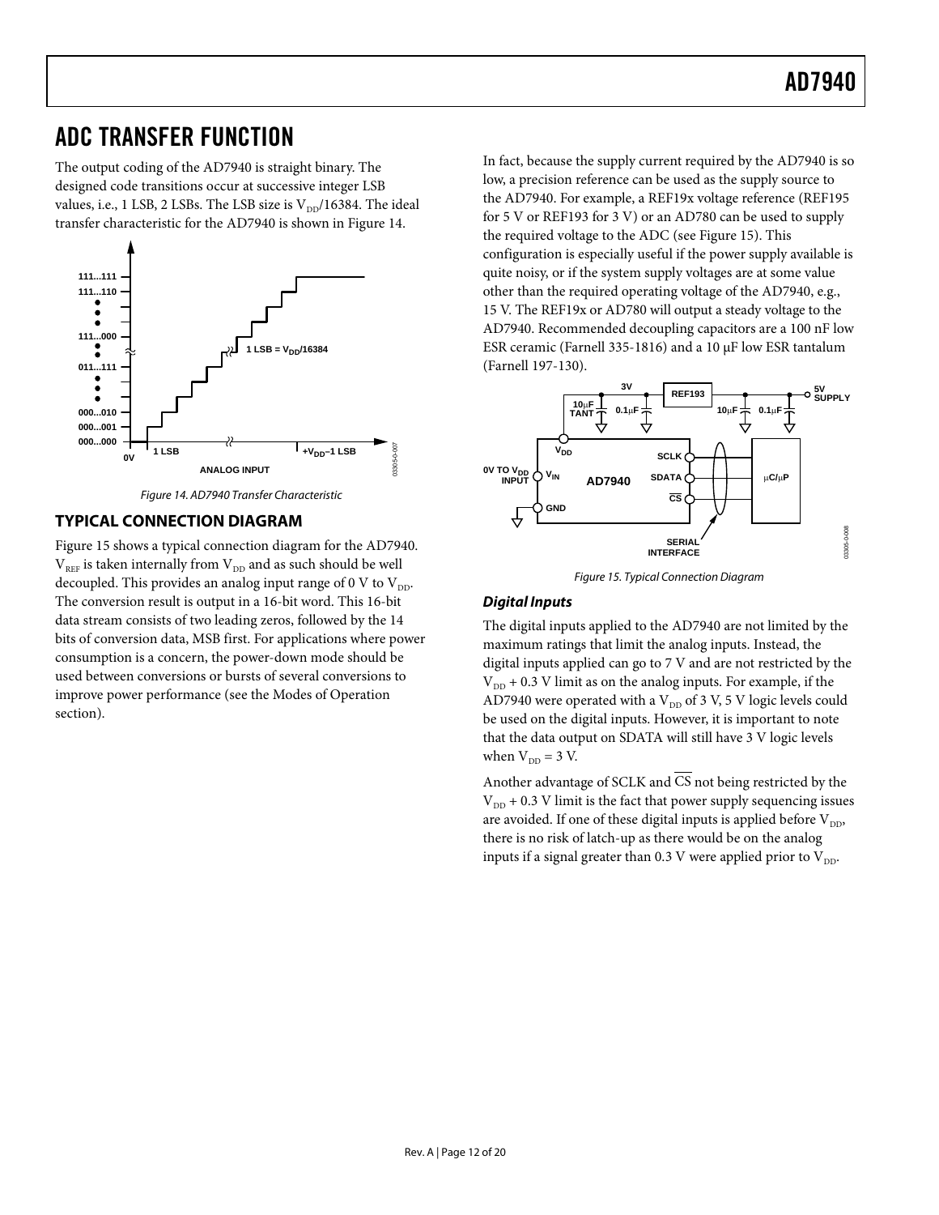## ADC TRANSFER FUNCTION

The output coding of the AD7940 is straight binary. The designed code transitions occur at successive integer LSB values, i.e., 1 LSB, 2 LSBs. The LSB size is $V_{DD}$/16384. The ideal transfer characteristic for the AD7940 is shown in Figure 14.

*Figure 14. AD7940 Transfer Characteristic*

## TYPICAL CONNECTION DIAGRAM

Figure 15 shows a typical connection diagram for the AD7940. $V_{REF}$ is taken internally from $V_{DD}$ and as such should be well decoupled. This provides an analog input range of 0 V to $V_{DD}$. The conversion result is output in a 16-bit word. This 16-bit data stream consists of two leading zeros, followed by the 14 bits of conversion data, MSB first. For applications where power consumption is a concern, the power-down mode should be used between conversions or bursts of several conversions to improve power performance (see the Modes of Operation section).

In fact, because the supply current required by the AD7940 is so low, a precision reference can be used as the supply source to the AD7940. For example, a REF19x voltage reference (REF195 for 5 V or REF193 for 3 V) or an AD780 can be used to supply the required voltage to the ADC (see Figure 15). This configuration is especially useful if the power supply available is quite noisy, or if the system supply voltages are at some value other than the required operating voltage of the AD7940, e.g., 15 V. The REF19x or AD780 will output a steady voltage to the AD7940. Recommended decoupling capacitors are a 100 nF low ESR ceramic (Farnell 335-1816) and a 10 μF low ESR tantalum (Farnell 197-130).

*Figure 15. Typical Connection Diagram*

### *Digital Inputs*

The digital inputs applied to the AD7940 are not limited by the maximum ratings that limit the analog inputs. Instead, the digital inputs applied can go to 7 V and are not restricted by the $V_{DD}$ + 0.3 V limit as on the analog inputs. For example, if the AD7940 were operated with a $V_{DD}$ of 3 V, 5 V logic levels could be used on the digital inputs. However, it is important to note that the data output on SDATA will still have 3 V logic levels when $V_{DD}$ = 3 V.

Another advantage of SCLK and $\overline{CS}$ not being restricted by the $V_{DD}$ + 0.3 V limit is the fact that power supply sequencing issues are avoided. If one of these digital inputs is applied before $V_{DD}$, there is no risk of latch-up as there would be on the analog inputs if a signal greater than 0.3 V were applied prior to $V_{DD}$.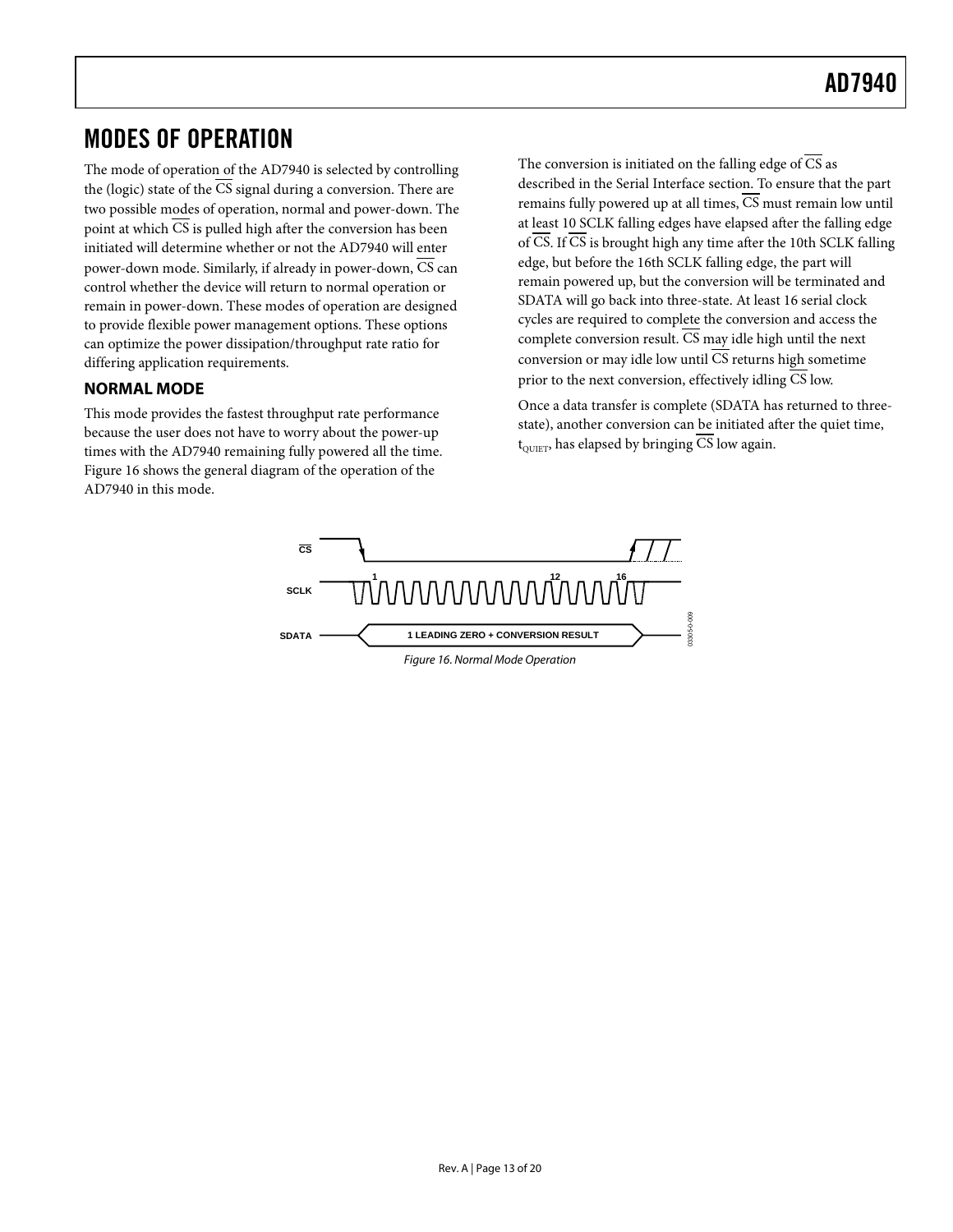## MODES OF OPERATION

The mode of operation of the AD7940 is selected by controlling the (logic) state of the $\overline{CS}$ signal during a conversion. There are two possible modes of operation, normal and power-down. The point at which $\overline{CS}$ is pulled high after the conversion has been initiated will determine whether or not the AD7940 will enter power-down mode. Similarly, if already in power-down, $\overline{CS}$ can control whether the device will return to normal operation or remain in power-down. These modes of operation are designed to provide flexible power management options. These options can optimize the power dissipation/throughput rate ratio for differing application requirements.

### NORMAL MODE

This mode provides the fastest throughput rate performance because the user does not have to worry about the power-up times with the AD7940 remaining fully powered all the time. Figure 16 shows the general diagram of the operation of the AD7940 in this mode.

The conversion is initiated on the falling edge of $\overline{CS}$ as described in the Serial Interface section. To ensure that the part remains fully powered up at all times, $\overline{CS}$ must remain low until at least 10 SCLK falling edges have elapsed after the falling edge of $\overline{CS}$. If $\overline{CS}$ is brought high any time after the 10th SCLK falling edge, but before the 16th SCLK falling edge, the part will remain powered up, but the conversion will be terminated and SDATA will go back into three-state. At least 16 serial clock cycles are required to complete the conversion and access the complete conversion result. $\overline{CS}$ may idle high until the next conversion or may idle low until $\overline{CS}$ returns high sometime prior to the next conversion, effectively idling $\overline{CS}$ low.

Once a data transfer is complete (SDATA has returned to three-state), another conversion can be initiated after the quiet time, $t_{QUIET}$, has elapsed by bringing $\overline{CS}$ low again.

CS
SCLK 1 12 16
SDATA 1 LEADING ZERO + CONVERSION RESULT

*Figure 16. Normal Mode Operation*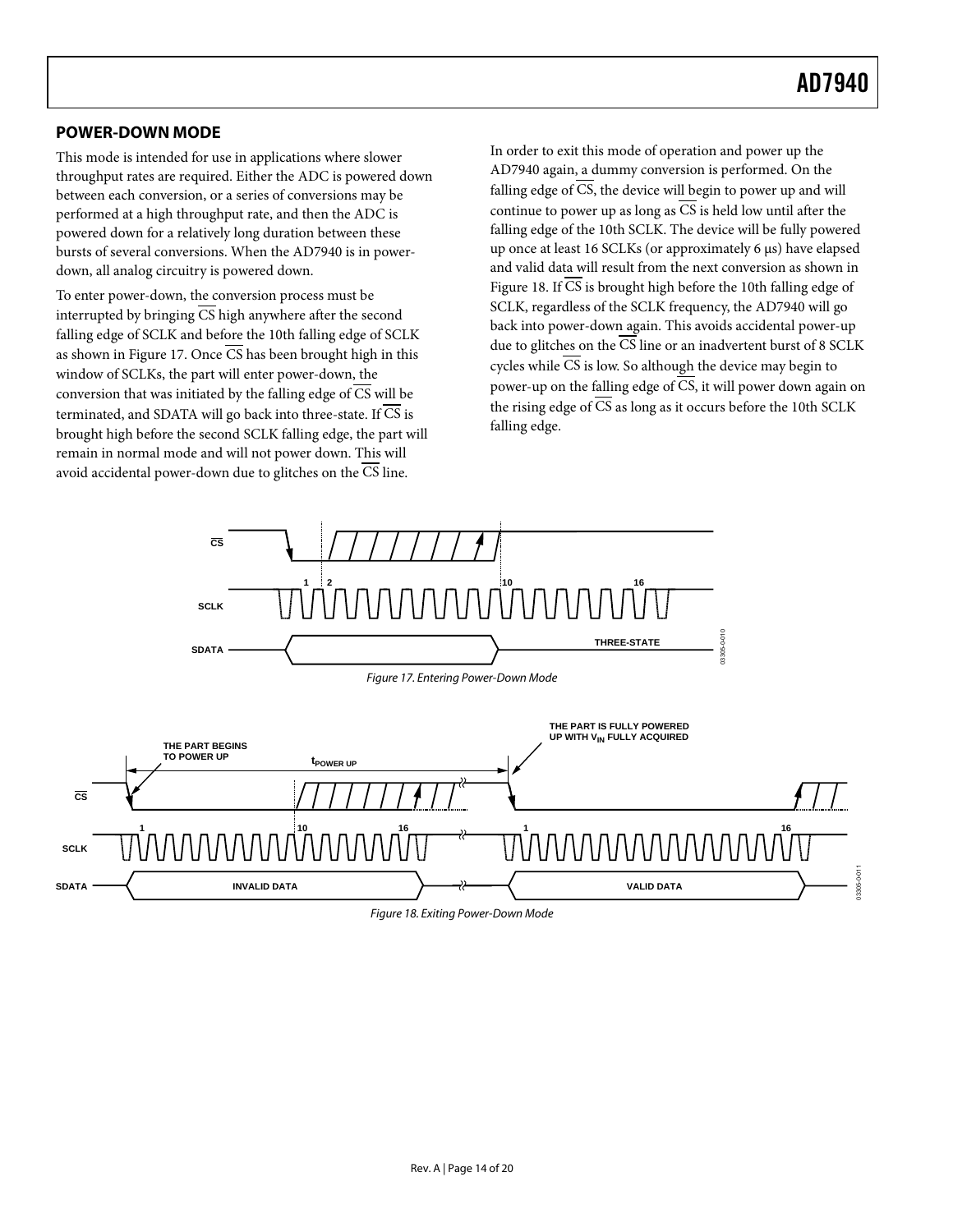## POWER-DOWN MODE

This mode is intended for use in applications where slower throughput rates are required. Either the ADC is powered down between each conversion, or a series of conversions may be performed at a high throughput rate, and then the ADC is powered down for a relatively long duration between these bursts of several conversions. When the AD7940 is in power-down, all analog circuitry is powered down.

To enter power-down, the conversion process must be interrupted by bringing $\overline{CS}$ high anywhere after the second falling edge of SCLK and before the 10th falling edge of SCLK as shown in Figure 17. Once $\overline{CS}$ has been brought high in this window of SCLKs, the part will enter power-down, the conversion that was initiated by the falling edge of $\overline{CS}$ will be terminated, and SDATA will go back into three-state. If $\overline{CS}$ is brought high before the second SCLK falling edge, the part will remain in normal mode and will not power down. This will avoid accidental power-down due to glitches on the $\overline{CS}$ line.

In order to exit this mode of operation and power up the AD7940 again, a dummy conversion is performed. On the falling edge of $\overline{CS}$, the device will begin to power up and will continue to power up as long as $\overline{CS}$ is held low until after the falling edge of the 10th SCLK. The device will be fully powered up once at least 16 SCLKs (or approximately 6 μs) have elapsed and valid data will result from the next conversion as shown in Figure 18. If $\overline{CS}$ is brought high before the 10th falling edge of SCLK, regardless of the SCLK frequency, the AD7940 will go back into power-down again. This avoids accidental power-up due to glitches on the $\overline{CS}$ line or an inadvertent burst of 8 SCLK cycles while $\overline{CS}$ is low. So although the device may begin to power-up on the falling edge of $\overline{CS}$, it will power down again on the rising edge of $\overline{CS}$ as long as it occurs before the 10th SCLK falling edge.

*Figure 17. Entering Power-Down Mode*

*Figure 18. Exiting Power-Down Mode*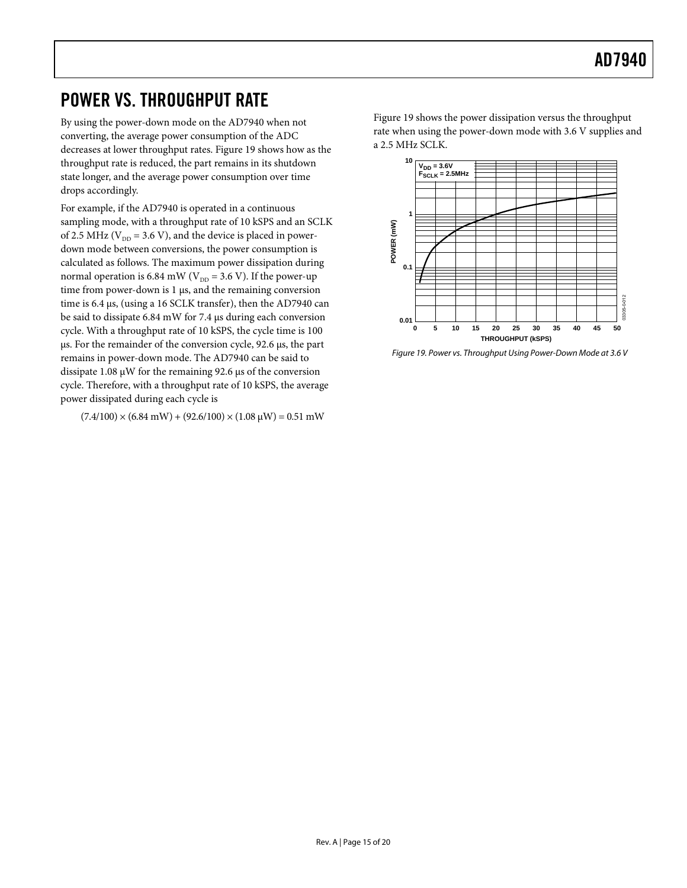## POWER VS. THROUGHPUT RATE

By using the power-down mode on the AD7940 when not converting, the average power consumption of the ADC decreases at lower throughput rates. Figure 19 shows how as the throughput rate is reduced, the part remains in its shutdown state longer, and the average power consumption over time drops accordingly.

For example, if the AD7940 is operated in a continuous sampling mode, with a throughput rate of 10 kSPS and an SCLK of 2.5 MHz ($V_{DD}$ = 3.6 V), and the device is placed in power-down mode between conversions, the power consumption is calculated as follows. The maximum power dissipation during normal operation is 6.84 mW ($V_{DD}$ = 3.6 V). If the power-up time from power-down is 1 µs, and the remaining conversion time is 6.4 µs, (using a 16 SCLK transfer), then the AD7940 can be said to dissipate 6.84 mW for 7.4 µs during each conversion cycle. With a throughput rate of 10 kSPS, the cycle time is 100 µs. For the remainder of the conversion cycle, 92.6 µs, the part remains in power-down mode. The AD7940 can be said to dissipate 1.08 µW for the remaining 92.6 µs of the conversion cycle. Therefore, with a throughput rate of 10 kSPS, the average power dissipated during each cycle is

$$(7.4/100) \times (6.84 \text{ mW}) + (92.6/100) \times (1.08 \text{ µW}) = 0.51 \text{ mW}$$

Figure 19 shows the power dissipation versus the throughput rate when using the power-down mode with 3.6 V supplies and a 2.5 MHz SCLK.

*Figure 19. Power vs. Throughput Using Power-Down Mode at 3.6 V*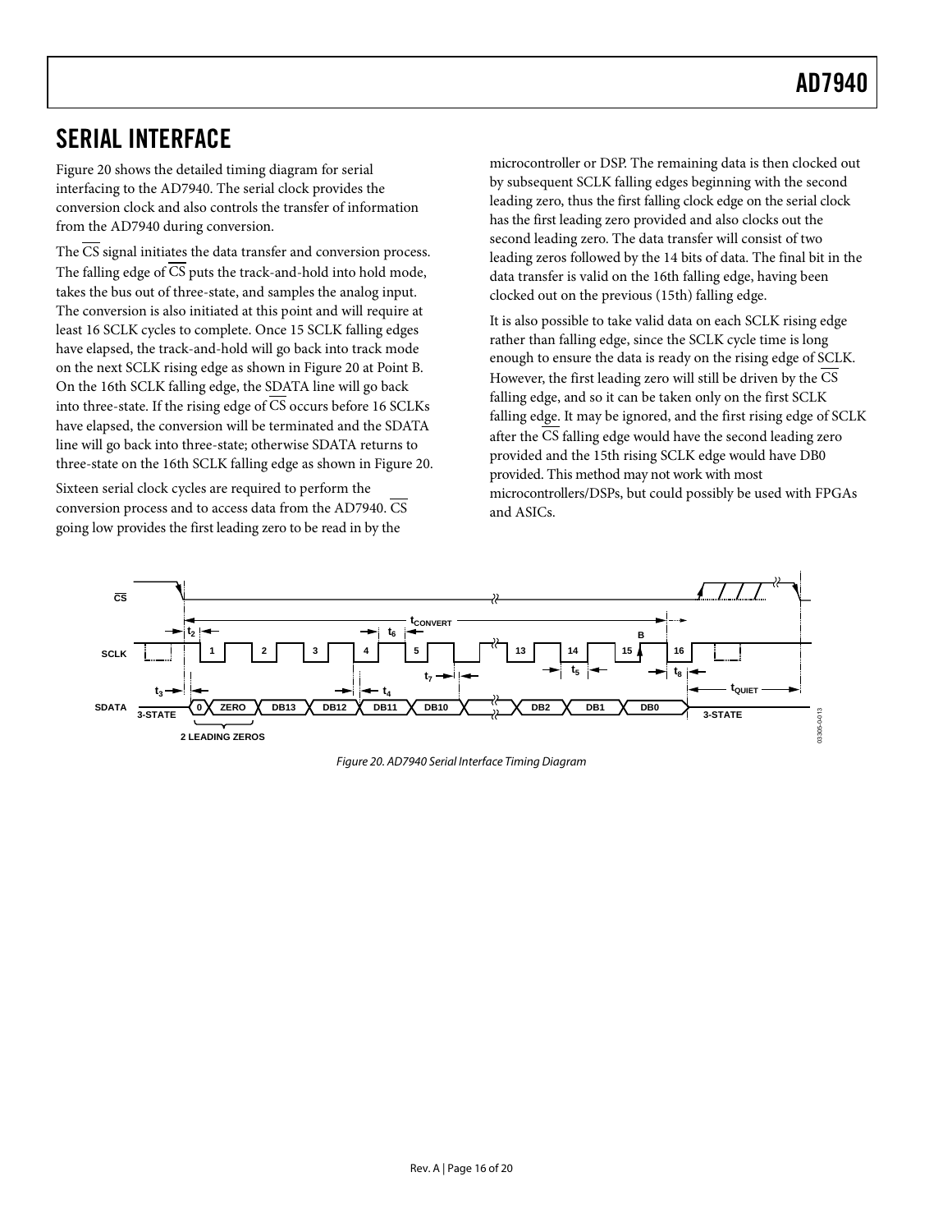# SERIAL INTERFACE

Figure 20 shows the detailed timing diagram for serial interfacing to the AD7940. The serial clock provides the conversion clock and also controls the transfer of information from the AD7940 during conversion.

The $\overline{CS}$ signal initiates the data transfer and conversion process. The falling edge of $\overline{CS}$ puts the track-and-hold into hold mode, takes the bus out of three-state, and samples the analog input. The conversion is also initiated at this point and will require at least 16 SCLK cycles to complete. Once 15 SCLK falling edges have elapsed, the track-and-hold will go back into track mode on the next SCLK rising edge as shown in Figure 20 at Point B. On the 16th SCLK falling edge, the SDATA line will go back into three-state. If the rising edge of $\overline{CS}$ occurs before 16 SCLKs have elapsed, the conversion will be terminated and the SDATA line will go back into three-state; otherwise SDATA returns to three-state on the 16th SCLK falling edge as shown in Figure 20.

Sixteen serial clock cycles are required to perform the conversion process and to access data from the AD7940. $\overline{CS}$ going low provides the first leading zero to be read in by the microcontroller or DSP. The remaining data is then clocked out by subsequent SCLK falling edges beginning with the second leading zero, thus the first falling clock edge on the serial clock has the first leading zero provided and also clocks out the second leading zero. The data transfer will consist of two leading zeros followed by the 14 bits of data. The final bit in the data transfer is valid on the 16th falling edge, having been clocked out on the previous (15th) falling edge.

It is also possible to take valid data on each SCLK rising edge rather than falling edge, since the SCLK cycle time is long enough to ensure the data is ready on the rising edge of SCLK. However, the first leading zero will still be driven by the $\overline{CS}$ falling edge, and so it can be taken only on the first SCLK falling edge. It may be ignored, and the first rising edge of SCLK after the $\overline{CS}$ falling edge would have the second leading zero provided and the 15th rising SCLK edge would have DB0 provided. This method may not work with most microcontrollers/DSPs, but could possibly be used with FPGAs and ASICs.

Figure 20. AD7940 Serial Interface Timing Diagram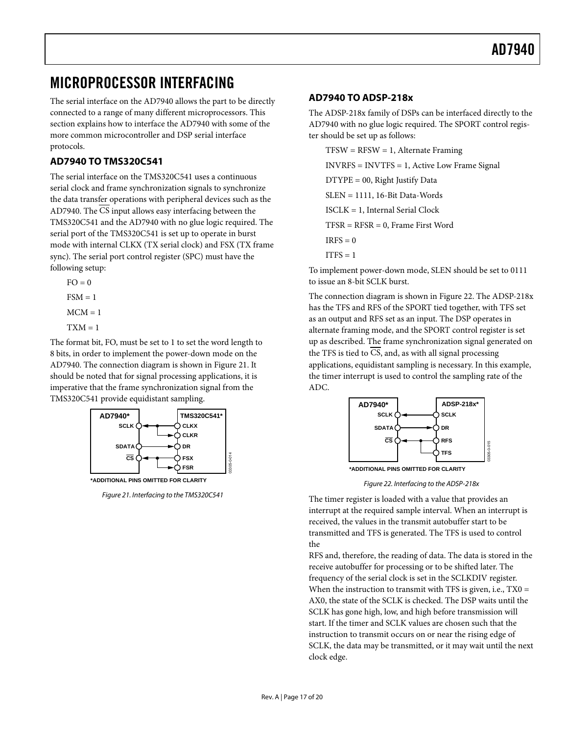# MICROPROCESSOR INTERFACING

The serial interface on the AD7940 allows the part to be directly connected to a range of many different microprocessors. This section explains how to interface the AD7940 with some of the more common microcontroller and DSP serial interface protocols.

## AD7940 TO TMS320C541

The serial interface on the TMS320C541 uses a continuous serial clock and frame synchronization signals to synchronize the data transfer operations with peripheral devices such as the AD7940. The $\overline{CS}$ input allows easy interfacing between the TMS320C541 and the AD7940 with no glue logic required. The serial port of the TMS320C541 is set up to operate in burst mode with internal CLKX (TX serial clock) and FSX (TX frame sync). The serial port control register (SPC) must have the following setup:

FO = 0

FSM = 1

MCM = 1

TXM = 1

The format bit, FO, must be set to 1 to set the word length to 8 bits, in order to implement the power-down mode on the AD7940. The connection diagram is shown in Figure 21. It should be noted that for signal processing applications, it is imperative that the frame synchronization signal from the TMS320C541 provide equidistant sampling.

*ADDITIONAL PINS OMITTED FOR CLARITY

*Figure 21. Interfacing to the TMS320C541*

## AD7940 TO ADSP-218x

The ADSP-218x family of DSPs can be interfaced directly to the AD7940 with no glue logic required. The SPORT control register should be set up as follows:

TFSW = RFSW = 1, Alternate Framing

INVRFS = INVTFS = 1, Active Low Frame Signal

DTYPE = 00, Right Justify Data

SLEN = 1111, 16-Bit Data-Words

ISCLK = 1, Internal Serial Clock

TFSR = RFSR = 0, Frame First Word

IRFS = 0

ITFS = 1

To implement power-down mode, SLEN should be set to 0111 to issue an 8-bit SCLK burst.

The connection diagram is shown in Figure 22. The ADSP-218x has the TFS and RFS of the SPORT tied together, with TFS set as an output and RFS set as an input. The DSP operates in alternate framing mode, and the SPORT control register is set up as described. The frame synchronization signal generated on the TFS is tied to $\overline{CS}$, and, as with all signal processing applications, equidistant sampling is necessary. In this example, the timer interrupt is used to control the sampling rate of the ADC.

*ADDITIONAL PINS OMITTED FOR CLARITY

*Figure 22. Interfacing to the ADSP-218x*

The timer register is loaded with a value that provides an interrupt at the required sample interval. When an interrupt is received, the values in the transmit autobuffer start to be transmitted and TFS is generated. The TFS is used to control the RFS and, therefore, the reading of data. The data is stored in the receive autobuffer for processing or to be shifted later. The frequency of the serial clock is set in the SCLKDIV register. When the instruction to transmit with TFS is given, i.e., TX0 = AX0, the state of the SCLK is checked. The DSP waits until the SCLK has gone high, low, and high before transmission will start. If the timer and SCLK values are chosen such that the instruction to transmit occurs on or near the rising edge of SCLK, the data may be transmitted, or it may wait until the next clock edge.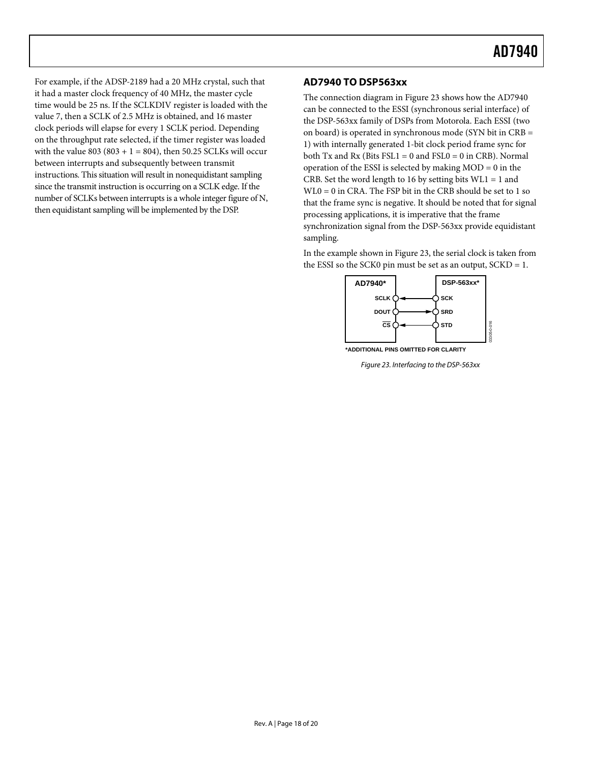For example, if the ADSP-2189 had a 20 MHz crystal, such that it had a master clock frequency of 40 MHz, the master cycle time would be 25 ns. If the SCLKDIV register is loaded with the value 7, then a SCLK of 2.5 MHz is obtained, and 16 master clock periods will elapse for every 1 SCLK period. Depending on the throughput rate selected, if the timer register was loaded with the value 803 (803 + 1 = 804), then 50.25 SCLKs will occur between interrupts and subsequently between transmit instructions. This situation will result in nonequidistant sampling since the transmit instruction is occurring on a SCLK edge. If the number of SCLKs between interrupts is a whole integer figure of N, then equidistant sampling will be implemented by the DSP.

## AD7940 TO DSP563xx

The connection diagram in Figure 23 shows how the AD7940 can be connected to the ESSI (synchronous serial interface) of the DSP-563xx family of DSPs from Motorola. Each ESSI (two on board) is operated in synchronous mode (SYN bit in CRB = 1) with internally generated 1-bit clock period frame sync for both Tx and Rx (Bits FSL1 = 0 and FSL0 = 0 in CRB). Normal operation of the ESSI is selected by making MOD = 0 in the CRB. Set the word length to 16 by setting bits WL1 = 1 and WL0 = 0 in CRA. The FSP bit in the CRB should be set to 1 so that the frame sync is negative. It should be noted that for signal processing applications, it is imperative that the frame synchronization signal from the DSP-563xx provide equidistant sampling.

In the example shown in Figure 23, the serial clock is taken from the ESSI so the SCK0 pin must be set as an output, SCKD = 1.

AD7940* | DSP-563xx*
SCLK ← SCK
DOUT → SRD
CS ← STD

*ADDITIONAL PINS OMITTED FOR CLARITY

*Figure 23. Interfacing to the DSP-563xx*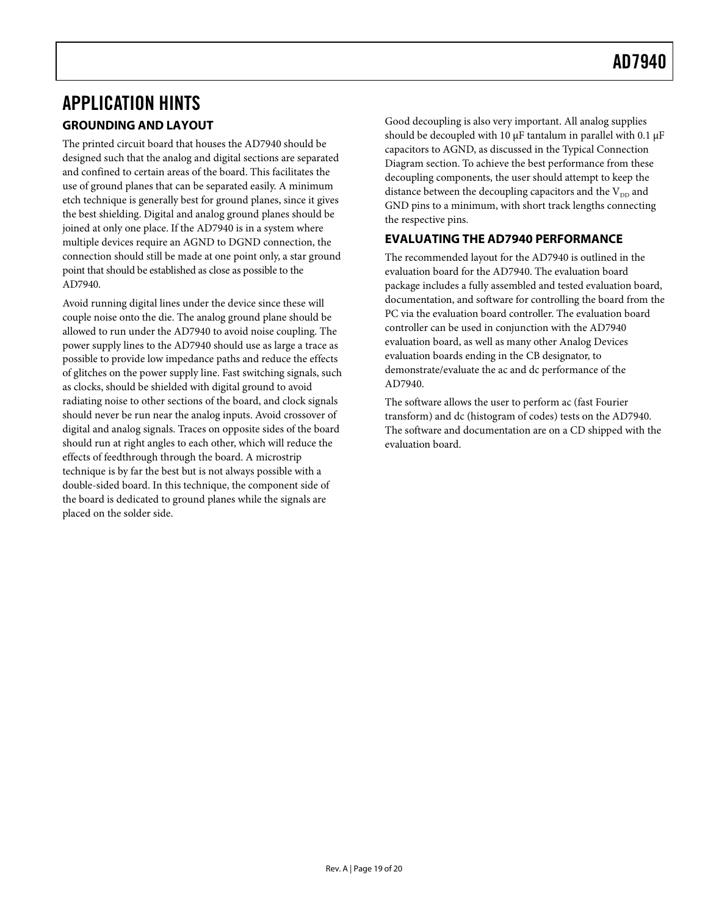# APPLICATION HINTS

## GROUNDING AND LAYOUT

The printed circuit board that houses the AD7940 should be designed such that the analog and digital sections are separated and confined to certain areas of the board. This facilitates the use of ground planes that can be separated easily. A minimum etch technique is generally best for ground planes, since it gives the best shielding. Digital and analog ground planes should be joined at only one place. If the AD7940 is in a system where multiple devices require an AGND to DGND connection, the connection should still be made at one point only, a star ground point that should be established as close as possible to the AD7940.

Avoid running digital lines under the device since these will couple noise onto the die. The analog ground plane should be allowed to run under the AD7940 to avoid noise coupling. The power supply lines to the AD7940 should use as large a trace as possible to provide low impedance paths and reduce the effects of glitches on the power supply line. Fast switching signals, such as clocks, should be shielded with digital ground to avoid radiating noise to other sections of the board, and clock signals should never be run near the analog inputs. Avoid crossover of digital and analog signals. Traces on opposite sides of the board should run at right angles to each other, which will reduce the effects of feedthrough through the board. A microstrip technique is by far the best but is not always possible with a double-sided board. In this technique, the component side of the board is dedicated to ground planes while the signals are placed on the solder side.

Good decoupling is also very important. All analog supplies should be decoupled with 10 μF tantalum in parallel with 0.1 μF capacitors to AGND, as discussed in the Typical Connection Diagram section. To achieve the best performance from these decoupling components, the user should attempt to keep the distance between the decoupling capacitors and the $V_{DD}$ and GND pins to a minimum, with short track lengths connecting the respective pins.

## EVALUATING THE AD7940 PERFORMANCE

The recommended layout for the AD7940 is outlined in the evaluation board for the AD7940. The evaluation board package includes a fully assembled and tested evaluation board, documentation, and software for controlling the board from the PC via the evaluation board controller. The evaluation board controller can be used in conjunction with the AD7940 evaluation board, as well as many other Analog Devices evaluation boards ending in the CB designator, to demonstrate/evaluate the ac and dc performance of the AD7940.

The software allows the user to perform ac (fast Fourier transform) and dc (histogram of codes) tests on the AD7940. The software and documentation are on a CD shipped with the evaluation board.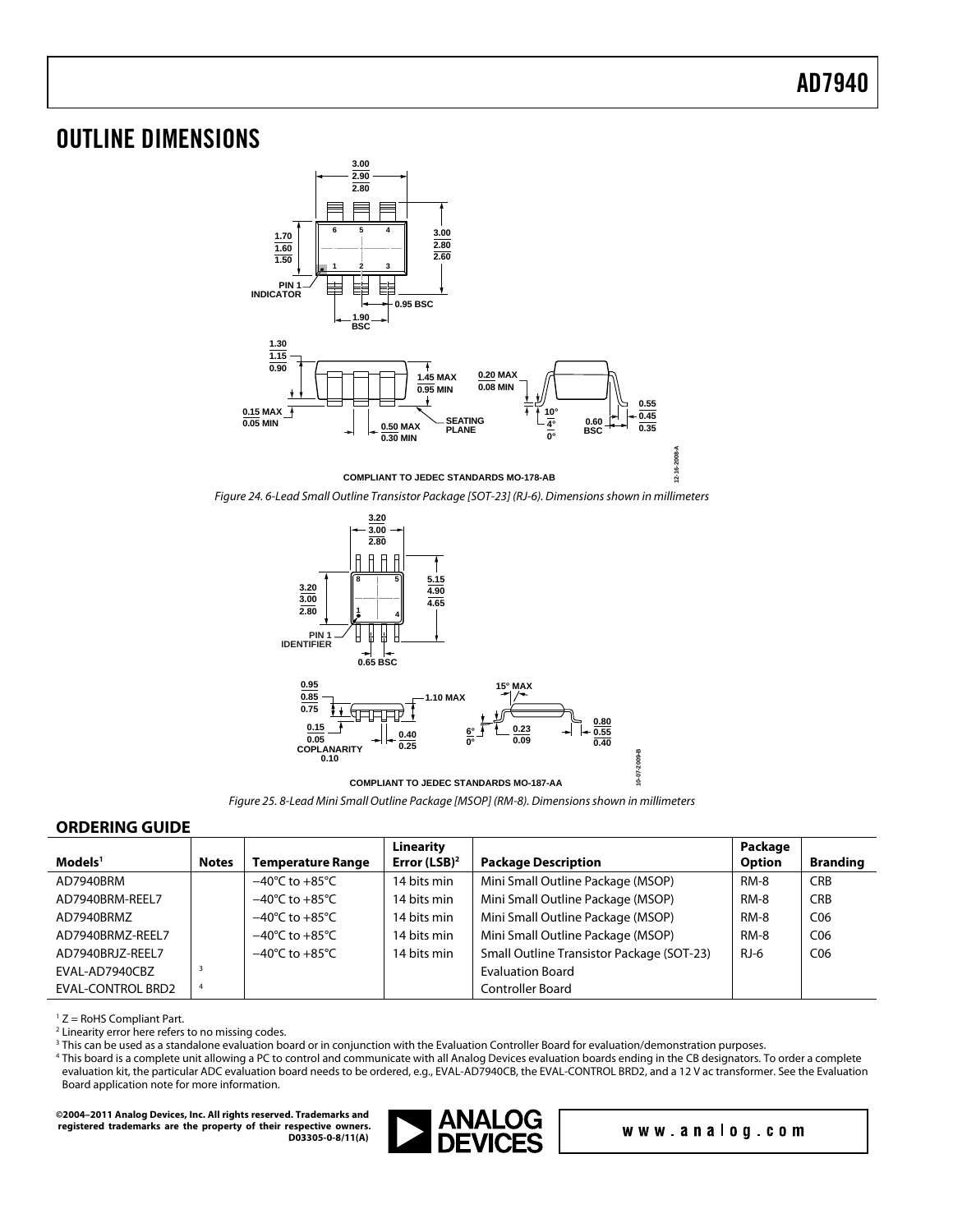## OUTLINE DIMENSIONS

3.00
2.90
2.80

1.70
1.60
1.50

3.00
2.80
2.60

6 5 4

1 2 3

PIN 1 INDICATOR

0.95 BSC

1.90 BSC

1.30
1.15
0.90

1.45 MAX
0.95 MIN

0.20 MAX
0.08 MIN

0.15 MAX
0.05 MIN

0.50 MAX
0.30 MIN

SEATING PLANE

10°
4°
0°

0.60 BSC

0.55
0.45
0.35

COMPLIANT TO JEDEC STANDARDS MO-178-AB

12-16-2008-A

*Figure 24. 6-Lead Small Outline Transistor Package [SOT-23] (RJ-6). Dimensions shown in millimeters*

3.20
3.00
2.80

3.20
3.00
2.80

5.15
4.90
4.65

8 5

1 4

PIN 1 IDENTIFIER

0.65 BSC

0.95
0.85
0.75

1.10 MAX

15° MAX

0.15
0.05
COPLANARITY 0.10

0.40
0.25

6°
0°

0.23
0.09

0.80
0.55
0.40

COMPLIANT TO JEDEC STANDARDS MO-187-AA

10-07-2009-B

*Figure 25. 8-Lead Mini Small Outline Package [MSOP] (RM-8). Dimensions shown in millimeters*

## ORDERING GUIDE

| Models[1] | Notes | Temperature Range | Linearity Error (LSB)[2] | Package Description | Package Option | Branding |
|---|---|---|---|---|---|---|
| AD7940BRM | | −40°C to +85°C | 14 bits min | Mini Small Outline Package (MSOP) | RM-8 | CRB |
| AD7940BRM-REEL7 | | −40°C to +85°C | 14 bits min | Mini Small Outline Package (MSOP) | RM-8 | CRB |
| AD7940BRMZ | | −40°C to +85°C | 14 bits min | Mini Small Outline Package (MSOP) | RM-8 | C06 |
| AD7940BRMZ-REEL7 | | −40°C to +85°C | 14 bits min | Mini Small Outline Package (MSOP) | RM-8 | C06 |
| AD7940BRJZ-REEL7 | | −40°C to +85°C | 14 bits min | Small Outline Transistor Package (SOT-23) | RJ-6 | C06 |
| EVAL-AD7940CBZ | 3 | | | Evaluation Board | | |
| EVAL-CONTROL BRD2 | 4 | | | Controller Board | | |

[1] Z = RoHS Compliant Part.

[2] Linearity error here refers to no missing codes.

[3] This can be used as a standalone evaluation board or in conjunction with the Evaluation Controller Board for evaluation/demonstration purposes.

[4] This board is a complete unit allowing a PC to control and communicate with all Analog Devices evaluation boards ending in the CB designators. To order a complete evaluation kit, the particular ADC evaluation board needs to be ordered, e.g., EVAL-AD7940CB, the EVAL-CONTROL BRD2, and a 12 V ac transformer. See the Evaluation Board application note for more information.

**©2004–2011 Analog Devices, Inc. All rights reserved. Trademarks and registered trademarks are the property of their respective owners. D03305-0-8/11(A)**